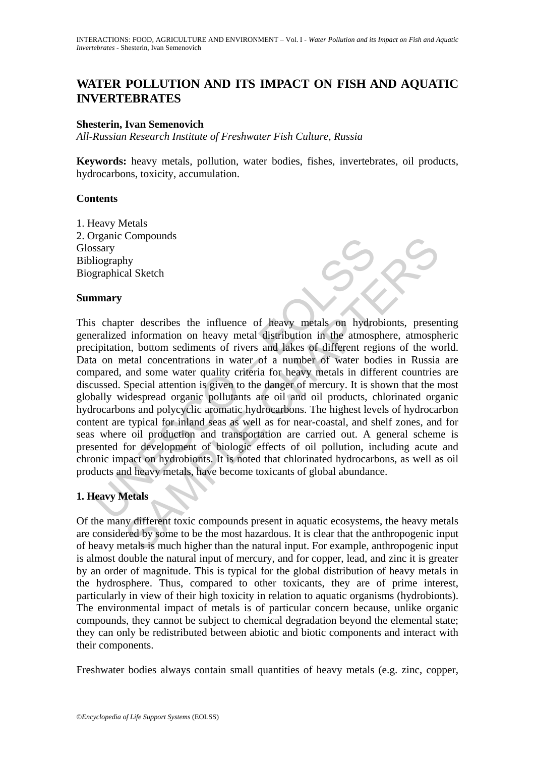# WATER POLLUTION AND ITS IMPACT ON FISH AND AQUATIC INVERTEBRATES

**Shesterin, Ivan Semenovich**

*All-Russian Research Institute of Freshwater Fish Culture, Russia*

**Keywords:** heavy metals, pollution, water bodies, fishes, invertebrates, oil products, hydrocarbons, toxicity, accumulation.

## Contents

1. Heavy Metals
2. Organic Compounds

Glossary
Bibliography
Biographical Sketch

## Summary

This chapter describes the influence of heavy metals on hydrobionts, presenting generalized information on heavy metal distribution in the atmosphere, atmospheric precipitation, bottom sediments of rivers and lakes of different regions of the world. Data on metal concentrations in water of a number of water bodies in Russia are compared, and some water quality criteria for heavy metals in different countries are discussed. Special attention is given to the danger of mercury. It is shown that the most globally widespread organic pollutants are oil and oil products, chlorinated organic hydrocarbons and polycyclic aromatic hydrocarbons. The highest levels of hydrocarbon content are typical for inland seas as well as for near-coastal, and shelf zones, and for seas where oil production and transportation are carried out. A general scheme is presented for development of biologic effects of oil pollution, including acute and chronic impact on hydrobionts. It is noted that chlorinated hydrocarbons, as well as oil products and heavy metals, have become toxicants of global abundance.

## 1. Heavy Metals

Of the many different toxic compounds present in aquatic ecosystems, the heavy metals are considered by some to be the most hazardous. It is clear that the anthropogenic input of heavy metals is much higher than the natural input. For example, anthropogenic input is almost double the natural input of mercury, and for copper, lead, and zinc it is greater by an order of magnitude. This is typical for the global distribution of heavy metals in the hydrosphere. Thus, compared to other toxicants, they are of prime interest, particularly in view of their high toxicity in relation to aquatic organisms (hydrobionts). The environmental impact of metals is of particular concern because, unlike organic compounds, they cannot be subject to chemical degradation beyond the elemental state; they can only be redistributed between abiotic and biotic components and interact with their components.

Freshwater bodies always contain small quantities of heavy metals (e.g. zinc, copper,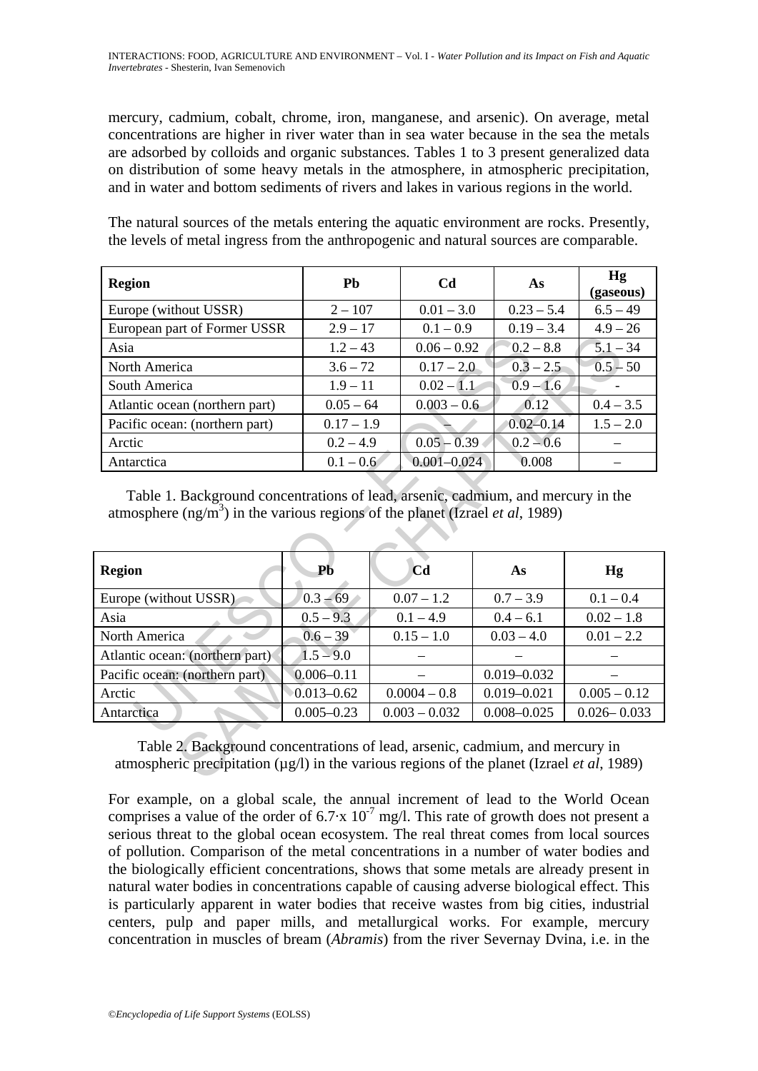mercury, cadmium, cobalt, chrome, iron, manganese, and arsenic). On average, metal concentrations are higher in river water than in sea water because in the sea the metals are adsorbed by colloids and organic substances. Tables 1 to 3 present generalized data on distribution of some heavy metals in the atmosphere, in atmospheric precipitation, and in water and bottom sediments of rivers and lakes in various regions in the world.

The natural sources of the metals entering the aquatic environment are rocks. Presently, the levels of metal ingress from the anthropogenic and natural sources are comparable.

| Region | Pb | Cd | As | Hg (gaseous) |
|---|---|---|---|---|
| Europe (without USSR) | 2 – 107 | 0.01 – 3.0 | 0.23 – 5.4 | 6.5 – 49 |
| European part of Former USSR | 2.9 – 17 | 0.1 – 0.9 | 0.19 – 3.4 | 4.9 – 26 |
| Asia | 1.2 – 43 | 0.06 – 0.92 | 0.2 – 8.8 | 5.1 – 34 |
| North America | 3.6 – 72 | 0.17 – 2.0 | 0.3 – 2.5 | 0.5 – 50 |
| South America | 1.9 – 11 | 0.02 – 1.1 | 0.9 – 1.6 | - |
| Atlantic ocean (northern part) | 0.05 – 64 | 0.003 – 0.6 | 0.12 | 0.4 – 3.5 |
| Pacific ocean: (northern part) | 0.17 – 1.9 | – | 0.02–0.14 | 1.5 – 2.0 |
| Arctic | 0.2 – 4.9 | 0.05 – 0.39 | 0.2 – 0.6 | – |
| Antarctica | 0.1 – 0.6 | 0.001–0.024 | 0.008 | – |

Table 1. Background concentrations of lead, arsenic, cadmium, and mercury in the atmosphere (ng/m$^3$) in the various regions of the planet (Izrael *et al*, 1989)

| Region | Pb | Cd | As | Hg |
|---|---|---|---|---|
| Europe (without USSR) | 0.3 – 69 | 0.07 – 1.2 | 0.7 – 3.9 | 0.1 – 0.4 |
| Asia | 0.5 – 9.3 | 0.1 – 4.9 | 0.4 – 6.1 | 0.02 – 1.8 |
| North America | 0.6 – 39 | 0.15 – 1.0 | 0.03 – 4.0 | 0.01 – 2.2 |
| Atlantic ocean: (northern part) | 1.5 – 9.0 | – | – | – |
| Pacific ocean: (northern part) | 0.006–0.11 | – | 0.019–0.032 | – |
| Arctic | 0.013–0.62 | 0.0004 – 0.8 | 0.019–0.021 | 0.005 – 0.12 |
| Antarctica | 0.005–0.23 | 0.003 – 0.032 | 0.008–0.025 | 0.026– 0.033 |

Table 2. Background concentrations of lead, arsenic, cadmium, and mercury in atmospheric precipitation (µg/l) in the various regions of the planet (Izrael *et al*, 1989)

For example, on a global scale, the annual increment of lead to the World Ocean comprises a value of the order of $6.7 \cdot x\ 10^{-7}$ mg/l. This rate of growth does not present a serious threat to the global ocean ecosystem. The real threat comes from local sources of pollution. Comparison of the metal concentrations in a number of water bodies and the biologically efficient concentrations, shows that some metals are already present in natural water bodies in concentrations capable of causing adverse biological effect. This is particularly apparent in water bodies that receive wastes from big cities, industrial centers, pulp and paper mills, and metallurgical works. For example, mercury concentration in muscles of bream (*Abramis*) from the river Severnay Dvina, i.e. in the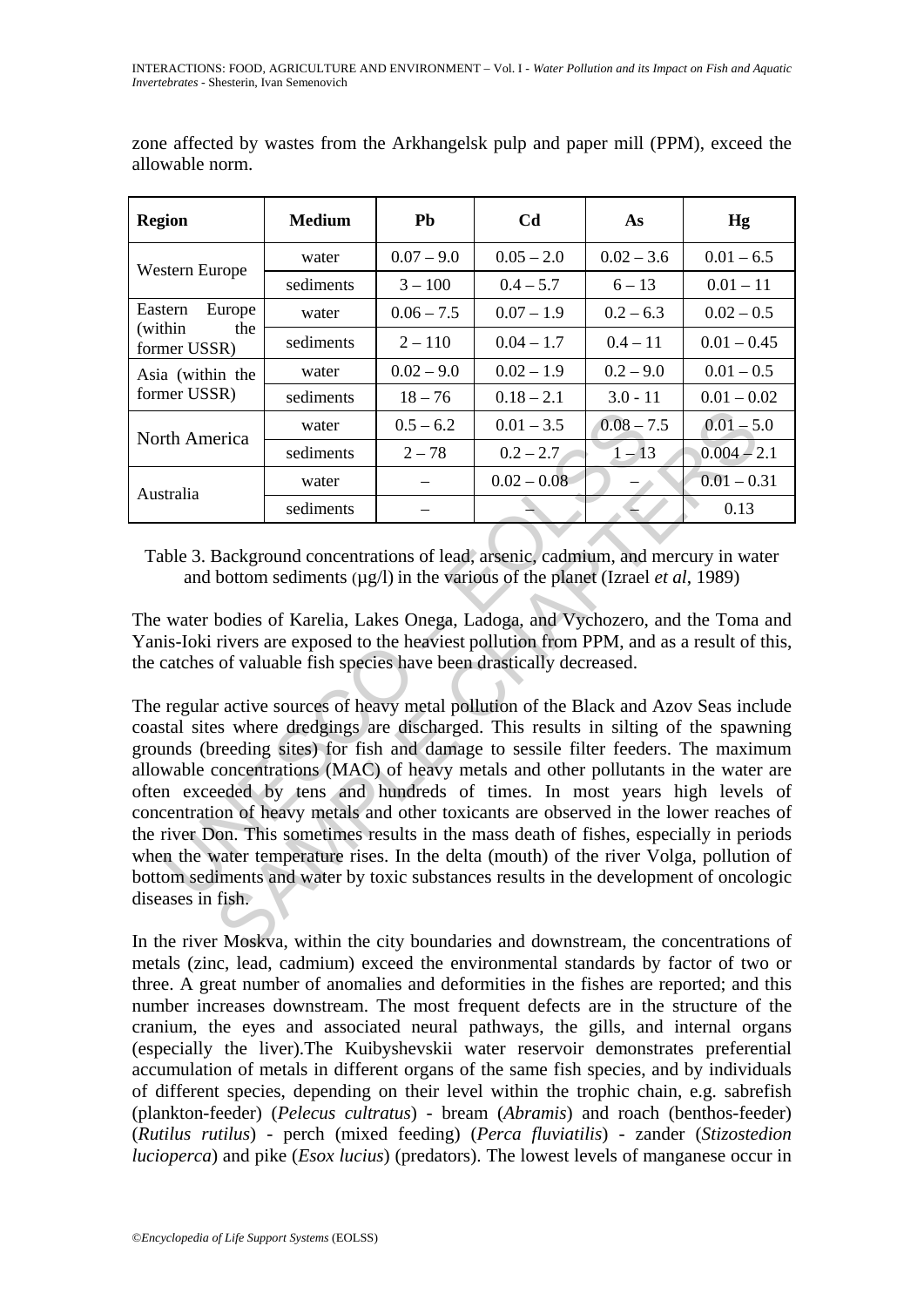zone affected by wastes from the Arkhangelsk pulp and paper mill (PPM), exceed the allowable norm.

| Region | Medium | Pb | Cd | As | Hg |
|---|---|---|---|---|---|
| Western Europe | water | 0.07 – 9.0 | 0.05 – 2.0 | 0.02 – 3.6 | 0.01 – 6.5 |
| | sediments | 3 – 100 | 0.4 – 5.7 | 6 – 13 | 0.01 – 11 |
| Eastern Europe (within the former USSR) | water | 0.06 – 7.5 | 0.07 – 1.9 | 0.2 – 6.3 | 0.02 – 0.5 |
| | sediments | 2 – 110 | 0.04 – 1.7 | 0.4 – 11 | 0.01 – 0.45 |
| Asia (within the former USSR) | water | 0.02 – 9.0 | 0.02 – 1.9 | 0.2 – 9.0 | 0.01 – 0.5 |
| | sediments | 18 – 76 | 0.18 – 2.1 | 3.0 - 11 | 0.01 – 0.02 |
| North America | water | 0.5 – 6.2 | 0.01 – 3.5 | 0.08 – 7.5 | 0.01 – 5.0 |
| | sediments | 2 – 78 | 0.2 – 2.7 | 1 – 13 | 0.004 – 2.1 |
| Australia | water | – | 0.02 – 0.08 | – | 0.01 – 0.31 |
| | sediments | – | – | – | 0.13 |

Table 3. Background concentrations of lead, arsenic, cadmium, and mercury in water and bottom sediments (μg/l) in the various of the planet (Izrael *et al*, 1989)

The water bodies of Karelia, Lakes Onega, Ladoga, and Vychozero, and the Toma and Yanis-Ioki rivers are exposed to the heaviest pollution from PPM, and as a result of this, the catches of valuable fish species have been drastically decreased.

The regular active sources of heavy metal pollution of the Black and Azov Seas include coastal sites where dredgings are discharged. This results in silting of the spawning grounds (breeding sites) for fish and damage to sessile filter feeders. The maximum allowable concentrations (MAC) of heavy metals and other pollutants in the water are often exceeded by tens and hundreds of times. In most years high levels of concentration of heavy metals and other toxicants are observed in the lower reaches of the river Don. This sometimes results in the mass death of fishes, especially in periods when the water temperature rises. In the delta (mouth) of the river Volga, pollution of bottom sediments and water by toxic substances results in the development of oncologic diseases in fish.

In the river Moskva, within the city boundaries and downstream, the concentrations of metals (zinc, lead, cadmium) exceed the environmental standards by factor of two or three. A great number of anomalies and deformities in the fishes are reported; and this number increases downstream. The most frequent defects are in the structure of the cranium, the eyes and associated neural pathways, the gills, and internal organs (especially the liver).The Kuibyshevskii water reservoir demonstrates preferential accumulation of metals in different organs of the same fish species, and by individuals of different species, depending on their level within the trophic chain, e.g. sabrefish (plankton-feeder) (*Pelecus cultratus*) - bream (*Abramis*) and roach (benthos-feeder) (*Rutilus rutilus*) - perch (mixed feeding) (*Perca fluviatilis*) - zander (*Stizostedion lucioperca*) and pike (*Esox lucius*) (predators). The lowest levels of manganese occur in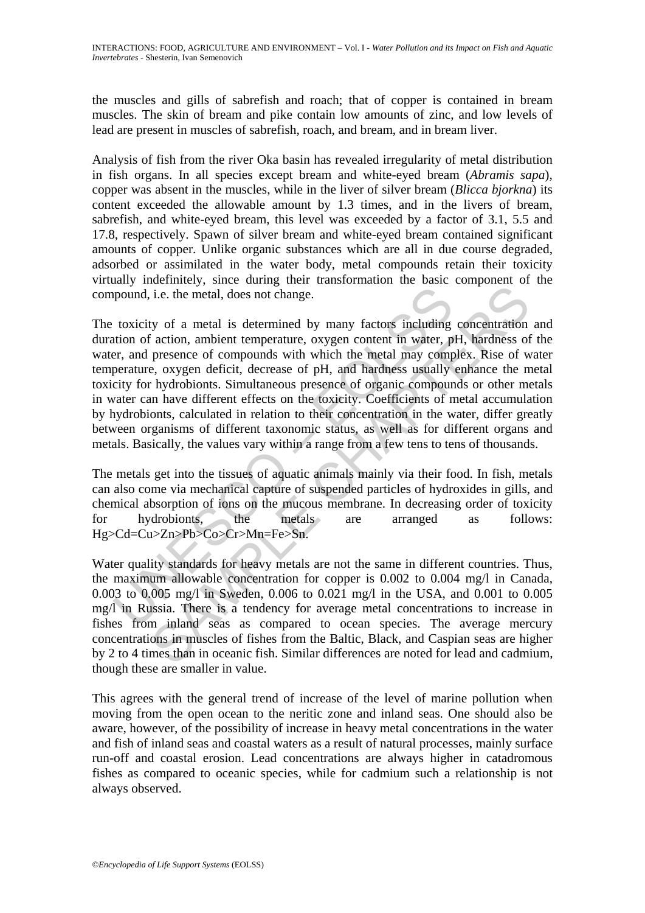the muscles and gills of sabrefish and roach; that of copper is contained in bream muscles. The skin of bream and pike contain low amounts of zinc, and low levels of lead are present in muscles of sabrefish, roach, and bream, and in bream liver.

Analysis of fish from the river Oka basin has revealed irregularity of metal distribution in fish organs. In all species except bream and white-eyed bream (*Abramis sapa*), copper was absent in the muscles, while in the liver of silver bream (*Blicca bjorkna*) its content exceeded the allowable amount by 1.3 times, and in the livers of bream, sabrefish, and white-eyed bream, this level was exceeded by a factor of 3.1, 5.5 and 17.8, respectively. Spawn of silver bream and white-eyed bream contained significant amounts of copper. Unlike organic substances which are all in due course degraded, adsorbed or assimilated in the water body, metal compounds retain their toxicity virtually indefinitely, since during their transformation the basic component of the compound, i.e. the metal, does not change.

The toxicity of a metal is determined by many factors including concentration and duration of action, ambient temperature, oxygen content in water, pH, hardness of the water, and presence of compounds with which the metal may complex. Rise of water temperature, oxygen deficit, decrease of pH, and hardness usually enhance the metal toxicity for hydrobionts. Simultaneous presence of organic compounds or other metals in water can have different effects on the toxicity. Coefficients of metal accumulation by hydrobionts, calculated in relation to their concentration in the water, differ greatly between organisms of different taxonomic status, as well as for different organs and metals. Basically, the values vary within a range from a few tens to tens of thousands.

The metals get into the tissues of aquatic animals mainly via their food. In fish, metals can also come via mechanical capture of suspended particles of hydroxides in gills, and chemical absorption of ions on the mucous membrane. In decreasing order of toxicity for hydrobionts, the metals are arranged as follows: Hg>Cd=Cu>Zn>Pb>Co>Cr>Mn=Fe>Sn.

Water quality standards for heavy metals are not the same in different countries. Thus, the maximum allowable concentration for copper is 0.002 to 0.004 mg/l in Canada, 0.003 to 0.005 mg/l in Sweden, 0.006 to 0.021 mg/l in the USA, and 0.001 to 0.005 mg/l in Russia. There is a tendency for average metal concentrations to increase in fishes from inland seas as compared to ocean species. The average mercury concentrations in muscles of fishes from the Baltic, Black, and Caspian seas are higher by 2 to 4 times than in oceanic fish. Similar differences are noted for lead and cadmium, though these are smaller in value.

This agrees with the general trend of increase of the level of marine pollution when moving from the open ocean to the neritic zone and inland seas. One should also be aware, however, of the possibility of increase in heavy metal concentrations in the water and fish of inland seas and coastal waters as a result of natural processes, mainly surface run-off and coastal erosion. Lead concentrations are always higher in catadromous fishes as compared to oceanic species, while for cadmium such a relationship is not always observed.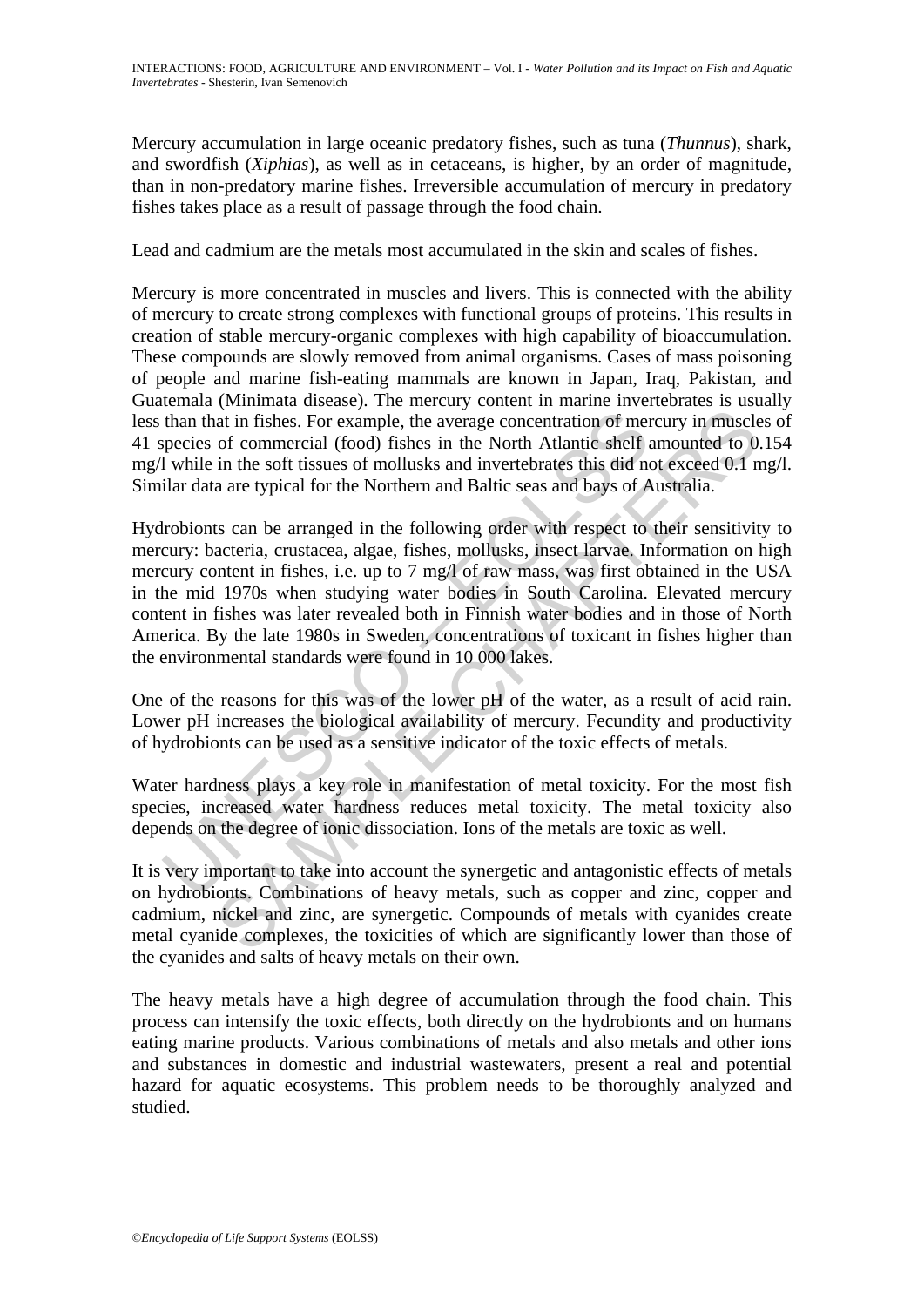Mercury accumulation in large oceanic predatory fishes, such as tuna (*Thunnus*), shark, and swordfish (*Xiphias*), as well as in cetaceans, is higher, by an order of magnitude, than in non-predatory marine fishes. Irreversible accumulation of mercury in predatory fishes takes place as a result of passage through the food chain.

Lead and cadmium are the metals most accumulated in the skin and scales of fishes.

Mercury is more concentrated in muscles and livers. This is connected with the ability of mercury to create strong complexes with functional groups of proteins. This results in creation of stable mercury-organic complexes with high capability of bioaccumulation. These compounds are slowly removed from animal organisms. Cases of mass poisoning of people and marine fish-eating mammals are known in Japan, Iraq, Pakistan, and Guatemala (Minimata disease). The mercury content in marine invertebrates is usually less than that in fishes. For example, the average concentration of mercury in muscles of 41 species of commercial (food) fishes in the North Atlantic shelf amounted to 0.154 mg/l while in the soft tissues of mollusks and invertebrates this did not exceed 0.1 mg/l. Similar data are typical for the Northern and Baltic seas and bays of Australia.

Hydrobionts can be arranged in the following order with respect to their sensitivity to mercury: bacteria, crustacea, algae, fishes, mollusks, insect larvae. Information on high mercury content in fishes, i.e. up to 7 mg/l of raw mass, was first obtained in the USA in the mid 1970s when studying water bodies in South Carolina. Elevated mercury content in fishes was later revealed both in Finnish water bodies and in those of North America. By the late 1980s in Sweden, concentrations of toxicant in fishes higher than the environmental standards were found in 10 000 lakes.

One of the reasons for this was of the lower pH of the water, as a result of acid rain. Lower pH increases the biological availability of mercury. Fecundity and productivity of hydrobionts can be used as a sensitive indicator of the toxic effects of metals.

Water hardness plays a key role in manifestation of metal toxicity. For the most fish species, increased water hardness reduces metal toxicity. The metal toxicity also depends on the degree of ionic dissociation. Ions of the metals are toxic as well.

It is very important to take into account the synergetic and antagonistic effects of metals on hydrobionts. Combinations of heavy metals, such as copper and zinc, copper and cadmium, nickel and zinc, are synergetic. Compounds of metals with cyanides create metal cyanide complexes, the toxicities of which are significantly lower than those of the cyanides and salts of heavy metals on their own.

The heavy metals have a high degree of accumulation through the food chain. This process can intensify the toxic effects, both directly on the hydrobionts and on humans eating marine products. Various combinations of metals and also metals and other ions and substances in domestic and industrial wastewaters, present a real and potential hazard for aquatic ecosystems. This problem needs to be thoroughly analyzed and studied.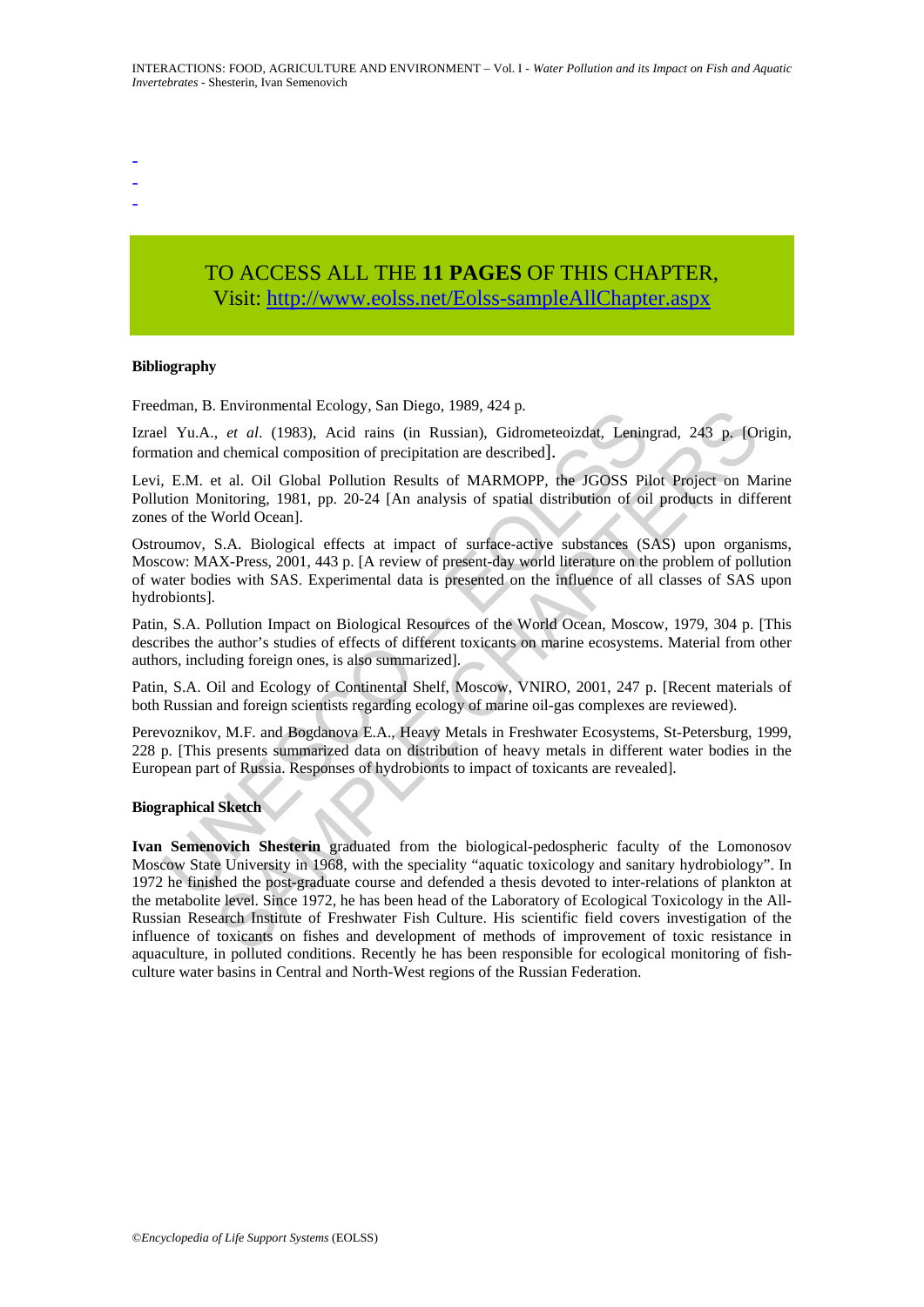-
-
-

TO ACCESS ALL THE **11 PAGES** OF THIS CHAPTER,
Visit: http://www.eolss.net/Eolss-sampleAllChapter.aspx

**Bibliography**

Freedman, B. Environmental Ecology, San Diego, 1989, 424 p.

Izrael Yu.A., *et al*. (1983), Acid rains (in Russian), Gidrometeoizdat, Leningrad, 243 p. [Origin, formation and chemical composition of precipitation are described].

Levi, E.M. et al. Oil Global Pollution Results of MARMOPP, the JGOSS Pilot Project on Marine Pollution Monitoring, 1981, pp. 20-24 [An analysis of spatial distribution of oil products in different zones of the World Ocean].

Ostroumov, S.A. Biological effects at impact of surface-active substances (SAS) upon organisms, Moscow: MAX-Press, 2001, 443 p. [A review of present-day world literature on the problem of pollution of water bodies with SAS. Experimental data is presented on the influence of all classes of SAS upon hydrobionts].

Patin, S.A. Pollution Impact on Biological Resources of the World Ocean, Moscow, 1979, 304 p. [This describes the author's studies of effects of different toxicants on marine ecosystems. Material from other authors, including foreign ones, is also summarized].

Patin, S.A. Oil and Ecology of Continental Shelf, Moscow, VNIRO, 2001, 247 p. [Recent materials of both Russian and foreign scientists regarding ecology of marine oil-gas complexes are reviewed).

Perevoznikov, M.F. and Bogdanova E.A., Heavy Metals in Freshwater Ecosystems, St-Petersburg, 1999, 228 p. [This presents summarized data on distribution of heavy metals in different water bodies in the European part of Russia. Responses of hydrobionts to impact of toxicants are revealed].

**Biographical Sketch**

**Ivan Semenovich Shesterin** graduated from the biological-pedospheric faculty of the Lomonosov Moscow State University in 1968, with the speciality "aquatic toxicology and sanitary hydrobiology". In 1972 he finished the post-graduate course and defended a thesis devoted to inter-relations of plankton at the metabolite level. Since 1972, he has been head of the Laboratory of Ecological Toxicology in the All-Russian Research Institute of Freshwater Fish Culture. His scientific field covers investigation of the influence of toxicants on fishes and development of methods of improvement of toxic resistance in aquaculture, in polluted conditions. Recently he has been responsible for ecological monitoring of fish-culture water basins in Central and North-West regions of the Russian Federation.